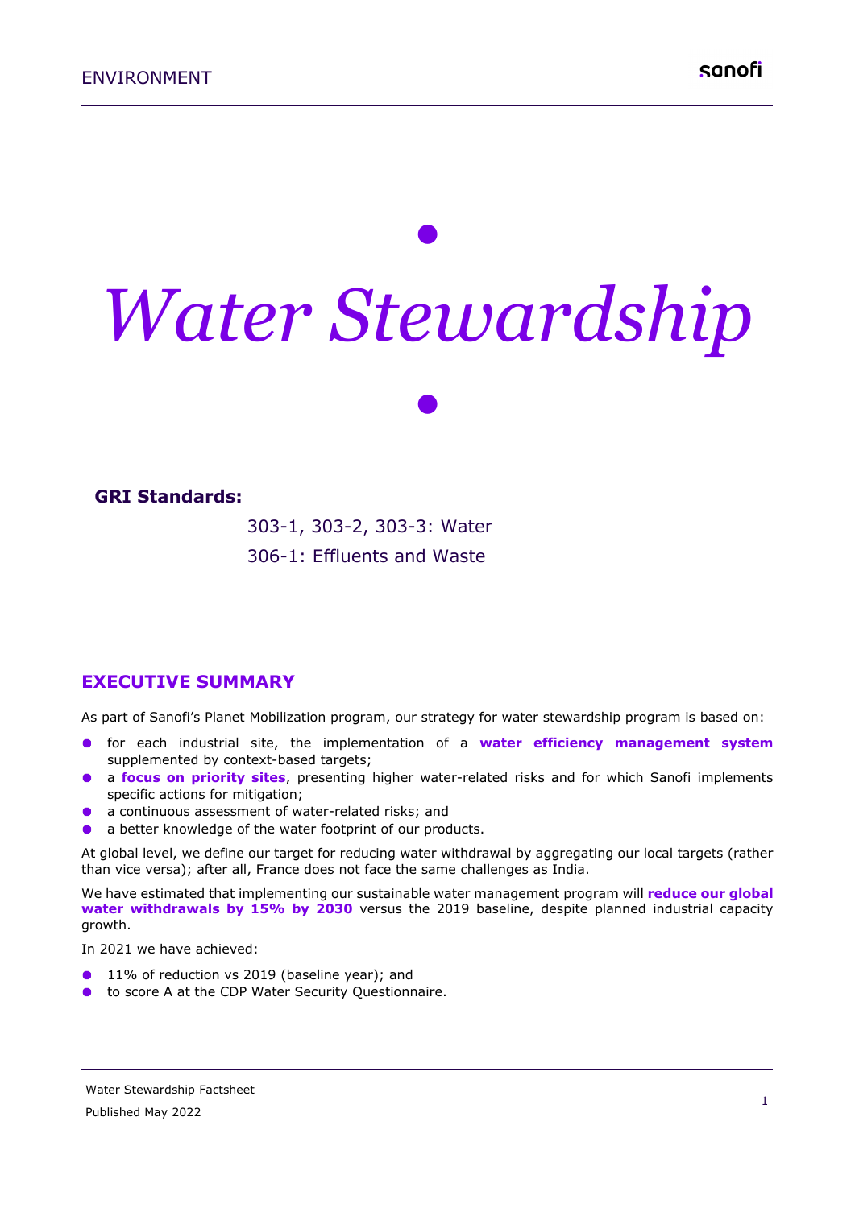# *Water Stewardship*

**GRI Standards:**

303-1, 303-2, 303-3: Water

306-1: Effluents and Waste

## EXECUTIVE SUMMARY

As part of Sanofi's Planet Mobilization program, our strategy for water stewardship program is based on:

- for each industrial site, the implementation of a **water efficiency management system** supplemented by context-based targets;
- a **focus on priority sites**, presenting higher water-related risks and for which Sanofi implements specific actions for mitigation;
- a continuous assessment of water-related risks; and
- a better knowledge of the water footprint of our products.

At global level, we define our target for reducing water withdrawal by aggregating our local targets (rather than vice versa); after all, France does not face the same challenges as India.

We have estimated that implementing our sustainable water management program will **reduce our global water withdrawals by 15% by 2030** versus the 2019 baseline, despite planned industrial capacity growth.

In 2021 we have achieved:

- 11% of reduction vs 2019 (baseline year); and
- to score A at the CDP Water Security Questionnaire.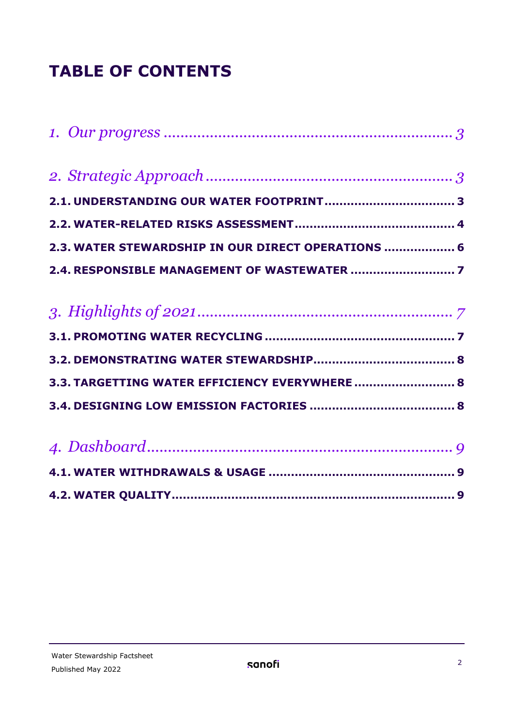# TABLE OF CONTENTS

*1. Our progress .................................................................. 3*

*2. Strategic Approach ......................................................... 3*

**2.1. UNDERSTANDING OUR WATER FOOTPRINT .................................. 3**

**2.2. WATER-RELATED RISKS ASSESSMENT ......................................... 4**

**2.3. WATER STEWARDSHIP IN OUR DIRECT OPERATIONS .................. 6**

**2.4. RESPONSIBLE MANAGEMENT OF WASTEWATER ........................... 7**

*3. Highlights of 2021 ............................................................ 7*

**3.1. PROMOTING WATER RECYCLING .................................................. 7**

**3.2. DEMONSTRATING WATER STEWARDSHIP ..................................... 8**

**3.3. TARGETTING WATER EFFICIENCY EVERYWHERE .......................... 8**

**3.4. DESIGNING LOW EMISSION FACTORIES ...................................... 8**

*4. Dashboard ....................................................................... 9*

**4.1. WATER WITHDRAWALS & USAGE ................................................. 9**

**4.2. WATER QUALITY .......................................................................... 9**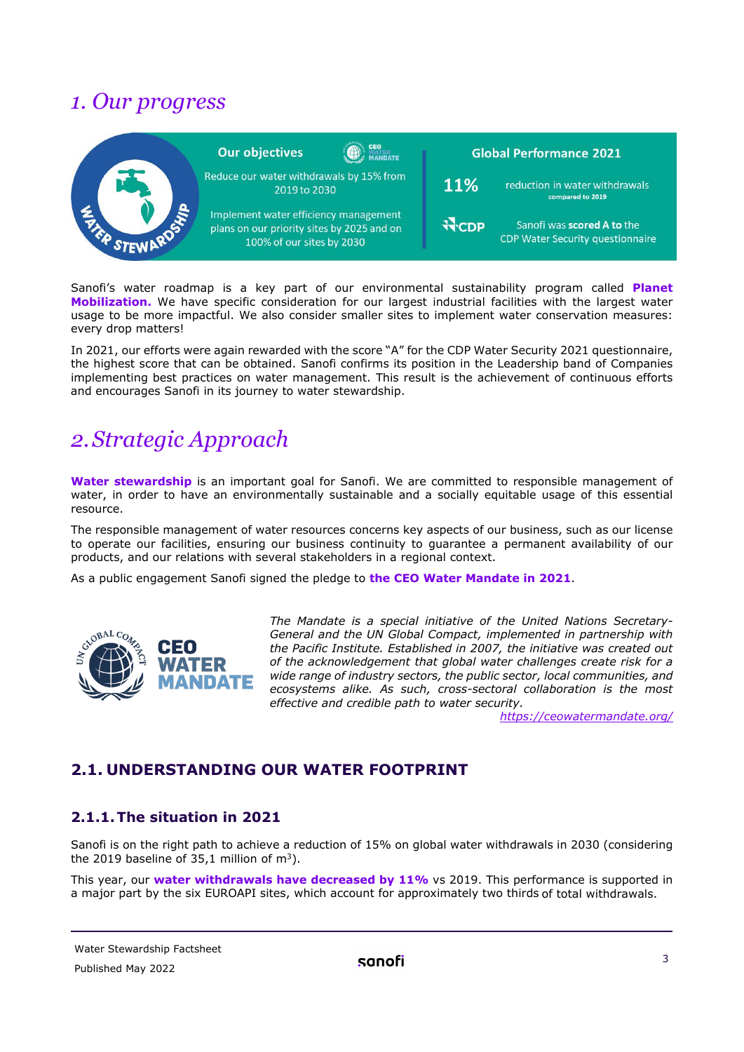# 1. Our progress

**Our objectives**

Reduce our water withdrawals by 15% from 2019 to 2030

Implement water efficiency management plans on our priority sites by 2025 and on 100% of our sites by 2030

**Global Performance 2021**

**11%** reduction in water withdrawals compared to 2019

Sanofi was **scored A to** the CDP Water Security questionnaire

Sanofi's water roadmap is a key part of our environmental sustainability program called **Planet Mobilization.** We have specific consideration for our largest industrial facilities with the largest water usage to be more impactful. We also consider smaller sites to implement water conservation measures: every drop matters!

In 2021, our efforts were again rewarded with the score "A" for the CDP Water Security 2021 questionnaire, the highest score that can be obtained. Sanofi confirms its position in the Leadership band of Companies implementing best practices on water management. This result is the achievement of continuous efforts and encourages Sanofi in its journey to water stewardship.

# 2. Strategic Approach

**Water stewardship** is an important goal for Sanofi. We are committed to responsible management of water, in order to have an environmentally sustainable and a socially equitable usage of this essential resource.

The responsible management of water resources concerns key aspects of our business, such as our license to operate our facilities, ensuring our business continuity to guarantee a permanent availability of our products, and our relations with several stakeholders in a regional context.

As a public engagement Sanofi signed the pledge to **the CEO Water Mandate in 2021**.

*The Mandate is a special initiative of the United Nations Secretary-General and the UN Global Compact, implemented in partnership with the Pacific Institute. Established in 2007, the initiative was created out of the acknowledgement that global water challenges create risk for a wide range of industry sectors, the public sector, local communities, and ecosystems alike. As such, cross-sectoral collaboration is the most effective and credible path to water security.*

*https://ceowatermandate.org/*

## 2.1. UNDERSTANDING OUR WATER FOOTPRINT

### 2.1.1. The situation in 2021

Sanofi is on the right path to achieve a reduction of 15% on global water withdrawals in 2030 (considering the 2019 baseline of 35,1 million of $m^3$).

This year, our **water withdrawals have decreased by 11%** vs 2019. This performance is supported in a major part by the six EUROAPI sites, which account for approximately two thirds of total withdrawals.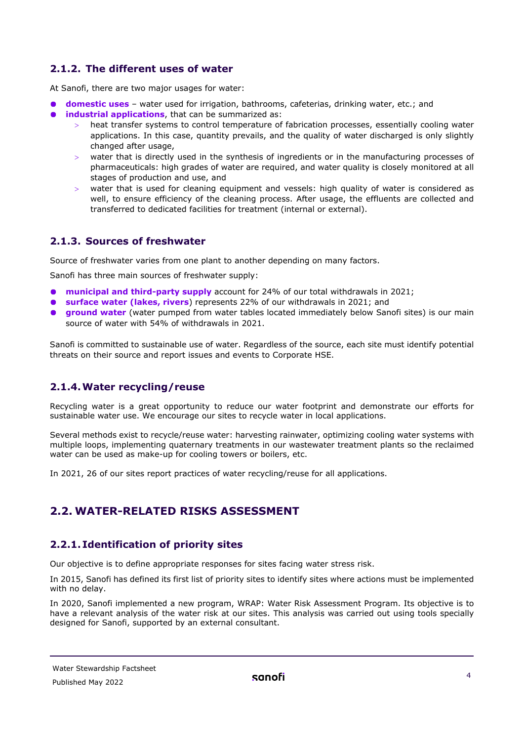### 2.1.2. The different uses of water

At Sanofi, there are two major usages for water:

- **domestic uses** – water used for irrigation, bathrooms, cafeterias, drinking water, etc.; and
- **industrial applications**, that can be summarized as:
  - heat transfer systems to control temperature of fabrication processes, essentially cooling water applications. In this case, quantity prevails, and the quality of water discharged is only slightly changed after usage,
  - water that is directly used in the synthesis of ingredients or in the manufacturing processes of pharmaceuticals: high grades of water are required, and water quality is closely monitored at all stages of production and use, and
  - water that is used for cleaning equipment and vessels: high quality of water is considered as well, to ensure efficiency of the cleaning process. After usage, the effluents are collected and transferred to dedicated facilities for treatment (internal or external).

### 2.1.3. Sources of freshwater

Source of freshwater varies from one plant to another depending on many factors.

Sanofi has three main sources of freshwater supply:

- **municipal and third-party supply** account for 24% of our total withdrawals in 2021;
- **surface water (lakes, rivers**) represents 22% of our withdrawals in 2021; and
- **ground water** (water pumped from water tables located immediately below Sanofi sites) is our main source of water with 54% of withdrawals in 2021.

Sanofi is committed to sustainable use of water. Regardless of the source, each site must identify potential threats on their source and report issues and events to Corporate HSE.

### 2.1.4. Water recycling/reuse

Recycling water is a great opportunity to reduce our water footprint and demonstrate our efforts for sustainable water use. We encourage our sites to recycle water in local applications.

Several methods exist to recycle/reuse water: harvesting rainwater, optimizing cooling water systems with multiple loops, implementing quaternary treatments in our wastewater treatment plants so the reclaimed water can be used as make-up for cooling towers or boilers, etc.

In 2021, 26 of our sites report practices of water recycling/reuse for all applications.

## 2.2. WATER-RELATED RISKS ASSESSMENT

### 2.2.1. Identification of priority sites

Our objective is to define appropriate responses for sites facing water stress risk.

In 2015, Sanofi has defined its first list of priority sites to identify sites where actions must be implemented with no delay.

In 2020, Sanofi implemented a new program, WRAP: Water Risk Assessment Program. Its objective is to have a relevant analysis of the water risk at our sites. This analysis was carried out using tools specially designed for Sanofi, supported by an external consultant.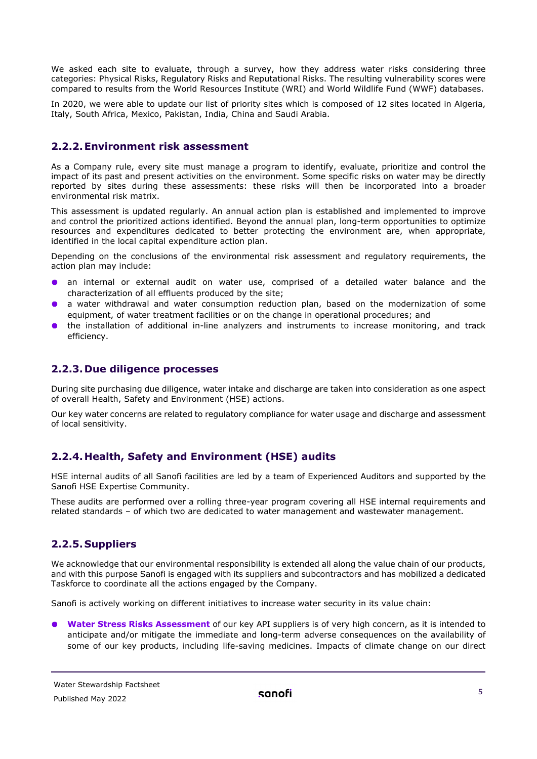We asked each site to evaluate, through a survey, how they address water risks considering three categories: Physical Risks, Regulatory Risks and Reputational Risks. The resulting vulnerability scores were compared to results from the World Resources Institute (WRI) and World Wildlife Fund (WWF) databases.

In 2020, we were able to update our list of priority sites which is composed of 12 sites located in Algeria, Italy, South Africa, Mexico, Pakistan, India, China and Saudi Arabia.

### 2.2.2. Environment risk assessment

As a Company rule, every site must manage a program to identify, evaluate, prioritize and control the impact of its past and present activities on the environment. Some specific risks on water may be directly reported by sites during these assessments: these risks will then be incorporated into a broader environmental risk matrix.

This assessment is updated regularly. An annual action plan is established and implemented to improve and control the prioritized actions identified. Beyond the annual plan, long-term opportunities to optimize resources and expenditures dedicated to better protecting the environment are, when appropriate, identified in the local capital expenditure action plan.

Depending on the conclusions of the environmental risk assessment and regulatory requirements, the action plan may include:

- an internal or external audit on water use, comprised of a detailed water balance and the characterization of all effluents produced by the site;
- a water withdrawal and water consumption reduction plan, based on the modernization of some equipment, of water treatment facilities or on the change in operational procedures; and
- the installation of additional in-line analyzers and instruments to increase monitoring, and track efficiency.

### 2.2.3. Due diligence processes

During site purchasing due diligence, water intake and discharge are taken into consideration as one aspect of overall Health, Safety and Environment (HSE) actions.

Our key water concerns are related to regulatory compliance for water usage and discharge and assessment of local sensitivity.

### 2.2.4. Health, Safety and Environment (HSE) audits

HSE internal audits of all Sanofi facilities are led by a team of Experienced Auditors and supported by the Sanofi HSE Expertise Community.

These audits are performed over a rolling three-year program covering all HSE internal requirements and related standards – of which two are dedicated to water management and wastewater management.

### 2.2.5. Suppliers

We acknowledge that our environmental responsibility is extended all along the value chain of our products, and with this purpose Sanofi is engaged with its suppliers and subcontractors and has mobilized a dedicated Taskforce to coordinate all the actions engaged by the Company.

Sanofi is actively working on different initiatives to increase water security in its value chain:

- **Water Stress Risks Assessment** of our key API suppliers is of very high concern, as it is intended to anticipate and/or mitigate the immediate and long-term adverse consequences on the availability of some of our key products, including life-saving medicines. Impacts of climate change on our direct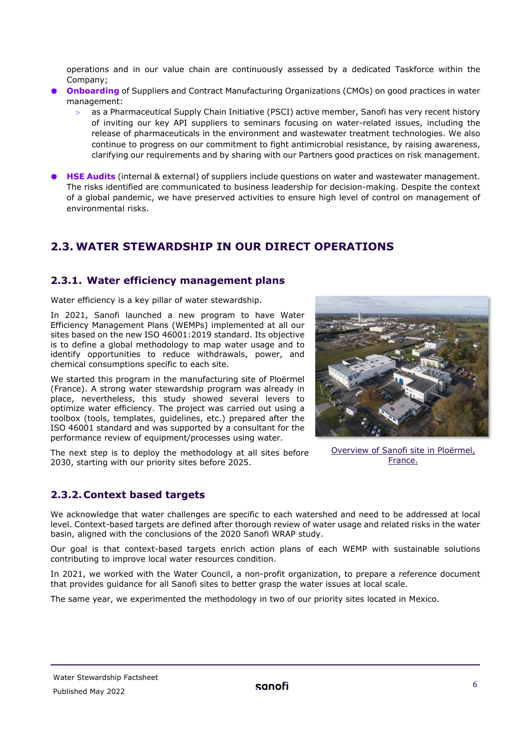operations and in our value chain are continuously assessed by a dedicated Taskforce within the Company;

- **Onboarding** of Suppliers and Contract Manufacturing Organizations (CMOs) on good practices in water management:
  - as a Pharmaceutical Supply Chain Initiative (PSCI) active member, Sanofi has very recent history of inviting our key API suppliers to seminars focusing on water-related issues, including the release of pharmaceuticals in the environment and wastewater treatment technologies. We also continue to progress on our commitment to fight antimicrobial resistance, by raising awareness, clarifying our requirements and by sharing with our Partners good practices on risk management.

- **HSE Audits** (internal & external) of suppliers include questions on water and wastewater management. The risks identified are communicated to business leadership for decision-making. Despite the context of a global pandemic, we have preserved activities to ensure high level of control on management of environmental risks.

## 2.3. WATER STEWARDSHIP IN OUR DIRECT OPERATIONS

### 2.3.1. Water efficiency management plans

Water efficiency is a key pillar of water stewardship.

In 2021, Sanofi launched a new program to have Water Efficiency Management Plans (WEMPs) implemented at all our sites based on the new ISO 46001:2019 standard. Its objective is to define a global methodology to map water usage and to identify opportunities to reduce withdrawals, power, and chemical consumptions specific to each site.

We started this program in the manufacturing site of Ploërmel (France). A strong water stewardship program was already in place, nevertheless, this study showed several levers to optimize water efficiency. The project was carried out using a toolbox (tools, templates, guidelines, etc.) prepared after the ISO 46001 standard and was supported by a consultant for the performance review of equipment/processes using water.

The next step is to deploy the methodology at all sites before 2030, starting with our priority sites before 2025.

Overview of Sanofi site in Ploërmel, France.

### 2.3.2. Context based targets

We acknowledge that water challenges are specific to each watershed and need to be addressed at local level. Context-based targets are defined after thorough review of water usage and related risks in the water basin, aligned with the conclusions of the 2020 Sanofi WRAP study.

Our goal is that context-based targets enrich action plans of each WEMP with sustainable solutions contributing to improve local water resources condition.

In 2021, we worked with the Water Council, a non-profit organization, to prepare a reference document that provides guidance for all Sanofi sites to better grasp the water issues at local scale.

The same year, we experimented the methodology in two of our priority sites located in Mexico.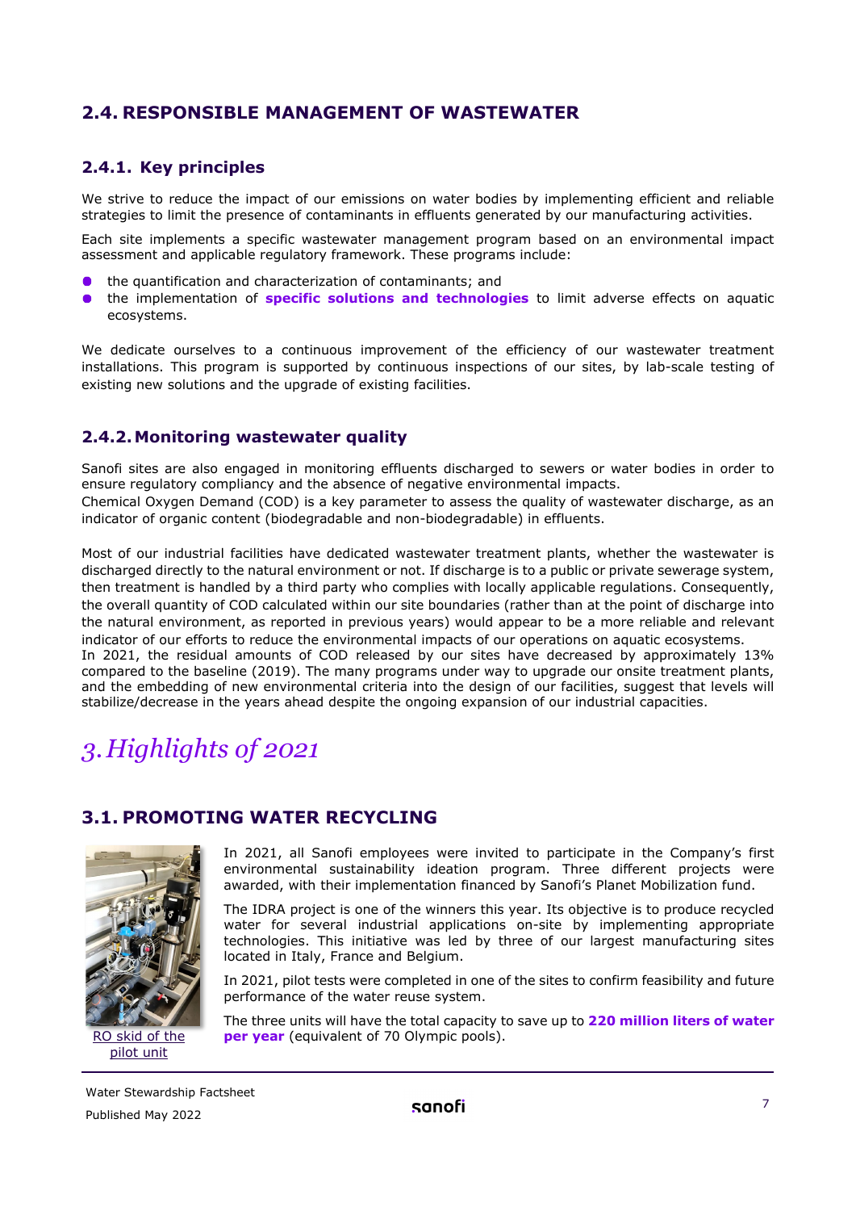## 2.4. RESPONSIBLE MANAGEMENT OF WASTEWATER

### 2.4.1. Key principles

We strive to reduce the impact of our emissions on water bodies by implementing efficient and reliable strategies to limit the presence of contaminants in effluents generated by our manufacturing activities.

Each site implements a specific wastewater management program based on an environmental impact assessment and applicable regulatory framework. These programs include:

- the quantification and characterization of contaminants; and
- the implementation of **specific solutions and technologies** to limit adverse effects on aquatic ecosystems.

We dedicate ourselves to a continuous improvement of the efficiency of our wastewater treatment installations. This program is supported by continuous inspections of our sites, by lab-scale testing of existing new solutions and the upgrade of existing facilities.

### 2.4.2. Monitoring wastewater quality

Sanofi sites are also engaged in monitoring effluents discharged to sewers or water bodies in order to ensure regulatory compliancy and the absence of negative environmental impacts.
Chemical Oxygen Demand (COD) is a key parameter to assess the quality of wastewater discharge, as an indicator of organic content (biodegradable and non-biodegradable) in effluents.

Most of our industrial facilities have dedicated wastewater treatment plants, whether the wastewater is discharged directly to the natural environment or not. If discharge is to a public or private sewerage system, then treatment is handled by a third party who complies with locally applicable regulations. Consequently, the overall quantity of COD calculated within our site boundaries (rather than at the point of discharge into the natural environment, as reported in previous years) would appear to be a more reliable and relevant indicator of our efforts to reduce the environmental impacts of our operations on aquatic ecosystems.
In 2021, the residual amounts of COD released by our sites have decreased by approximately 13% compared to the baseline (2019). The many programs under way to upgrade our onsite treatment plants, and the embedding of new environmental criteria into the design of our facilities, suggest that levels will stabilize/decrease in the years ahead despite the ongoing expansion of our industrial capacities.

# *3. Highlights of 2021*

## 3.1. PROMOTING WATER RECYCLING

In 2021, all Sanofi employees were invited to participate in the Company's first environmental sustainability ideation program. Three different projects were awarded, with their implementation financed by Sanofi's Planet Mobilization fund.

The IDRA project is one of the winners this year. Its objective is to produce recycled water for several industrial applications on-site by implementing appropriate technologies. This initiative was led by three of our largest manufacturing sites located in Italy, France and Belgium.

In 2021, pilot tests were completed in one of the sites to confirm feasibility and future performance of the water reuse system.

The three units will have the total capacity to save up to **220 million liters of water per year** (equivalent of 70 Olympic pools).

RO skid of the pilot unit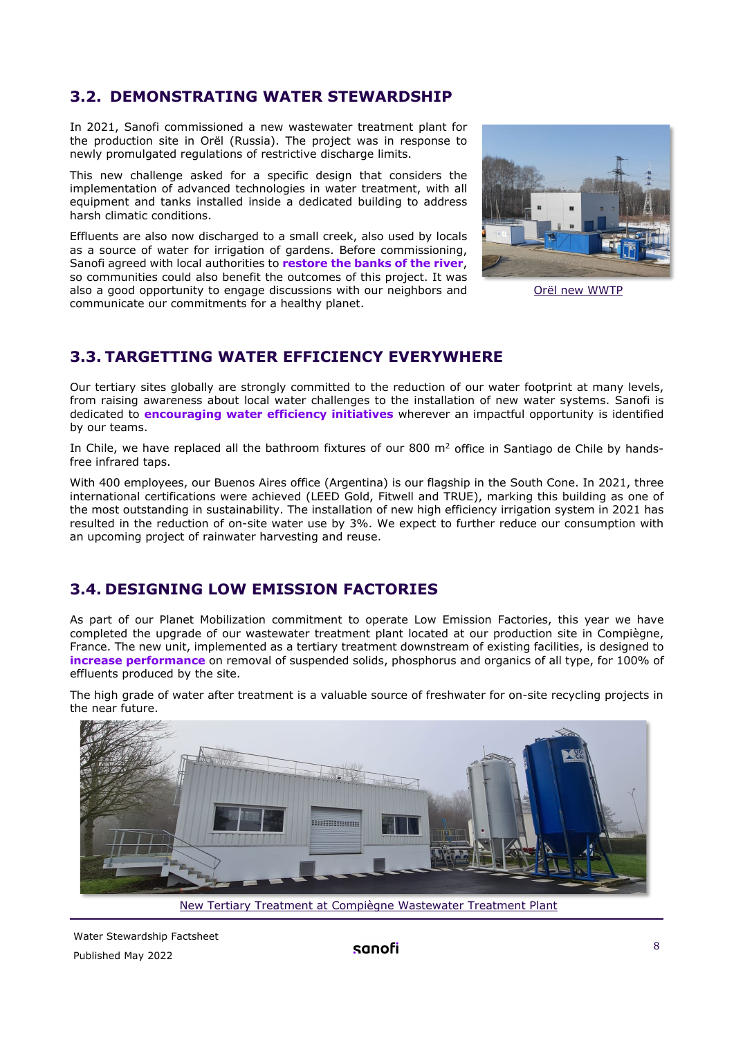## 3.2. DEMONSTRATING WATER STEWARDSHIP

In 2021, Sanofi commissioned a new wastewater treatment plant for the production site in Orël (Russia). The project was in response to newly promulgated regulations of restrictive discharge limits.

This new challenge asked for a specific design that considers the implementation of advanced technologies in water treatment, with all equipment and tanks installed inside a dedicated building to address harsh climatic conditions.

Effluents are also now discharged to a small creek, also used by locals as a source of water for irrigation of gardens. Before commissioning, Sanofi agreed with local authorities to **restore the banks of the river**, so communities could also benefit the outcomes of this project. It was also a good opportunity to engage discussions with our neighbors and communicate our commitments for a healthy planet.

Orël new WWTP

## 3.3. TARGETTING WATER EFFICIENCY EVERYWHERE

Our tertiary sites globally are strongly committed to the reduction of our water footprint at many levels, from raising awareness about local water challenges to the installation of new water systems. Sanofi is dedicated to **encouraging water efficiency initiatives** wherever an impactful opportunity is identified by our teams.

In Chile, we have replaced all the bathroom fixtures of our 800 $m^2$ office in Santiago de Chile by hands-free infrared taps.

With 400 employees, our Buenos Aires office (Argentina) is our flagship in the South Cone. In 2021, three international certifications were achieved (LEED Gold, Fitwell and TRUE), marking this building as one of the most outstanding in sustainability. The installation of new high efficiency irrigation system in 2021 has resulted in the reduction of on-site water use by 3%. We expect to further reduce our consumption with an upcoming project of rainwater harvesting and reuse.

## 3.4. DESIGNING LOW EMISSION FACTORIES

As part of our Planet Mobilization commitment to operate Low Emission Factories, this year we have completed the upgrade of our wastewater treatment plant located at our production site in Compiègne, France. The new unit, implemented as a tertiary treatment downstream of existing facilities, is designed to **increase performance** on removal of suspended solids, phosphorus and organics of all type, for 100% of effluents produced by the site.

The high grade of water after treatment is a valuable source of freshwater for on-site recycling projects in the near future.

New Tertiary Treatment at Compiègne Wastewater Treatment Plant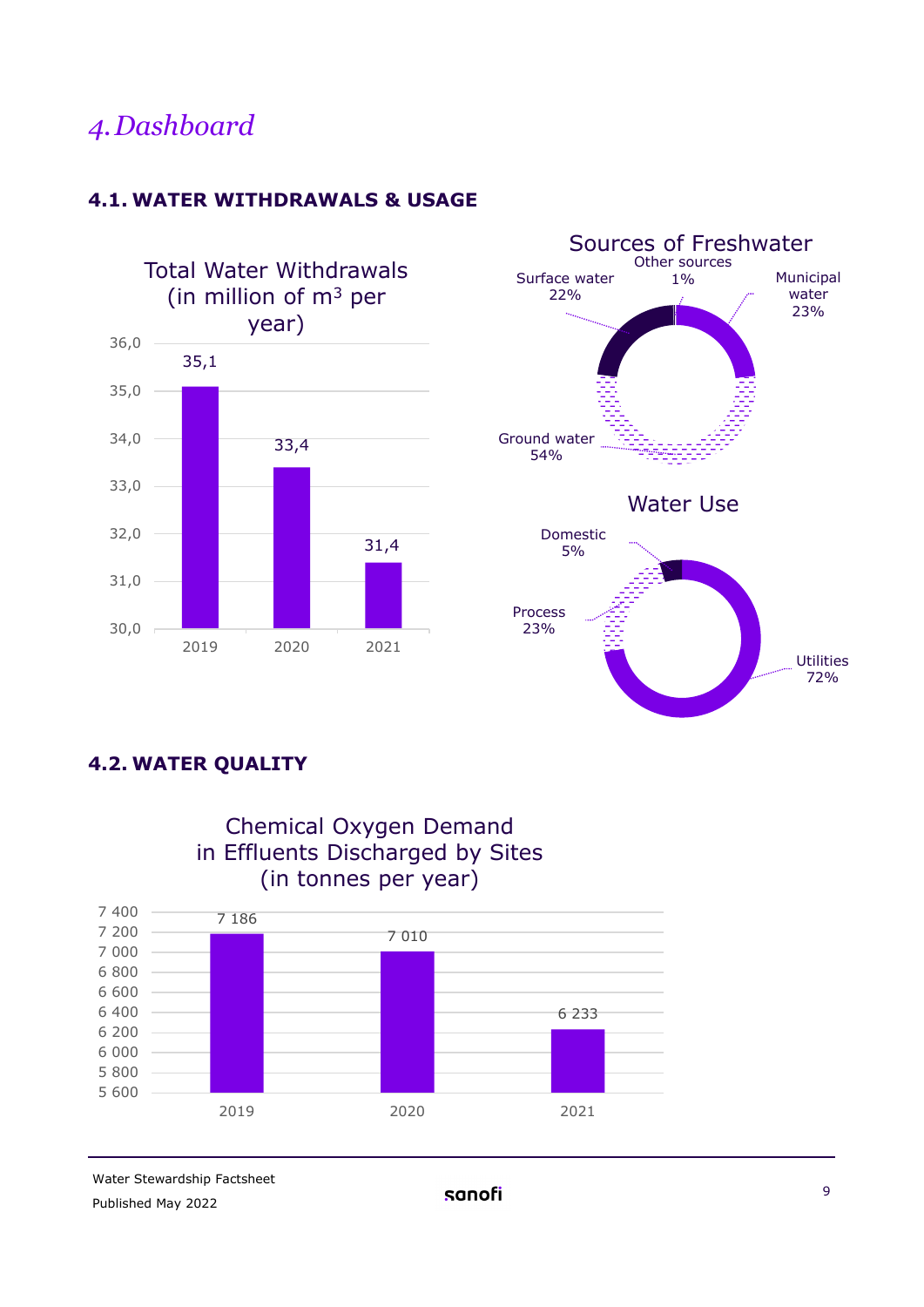# *4. Dashboard*

## 4.1. WATER WITHDRAWALS & USAGE

Total Water Withdrawals (in million of m³ per year)

36,0
35,0
34,0
33,0
32,0
31,0
30,0

35,1
33,4
31,4

2019
2020
2021

Sources of Freshwater

Other sources 1%
Surface water 22%
Municipal water 23%
Ground water 54%

Water Use

Domestic 5%
Process 23%
Utilities 72%

## 4.2. WATER QUALITY

Chemical Oxygen Demand in Effluents Discharged by Sites (in tonnes per year)

7 400
7 200
7 000
6 800
6 600
6 400
6 200
6 000
5 800
5 600

7 186
7 010
6 233

2019
2020
2021

Water Stewardship Factsheet
Published May 2022